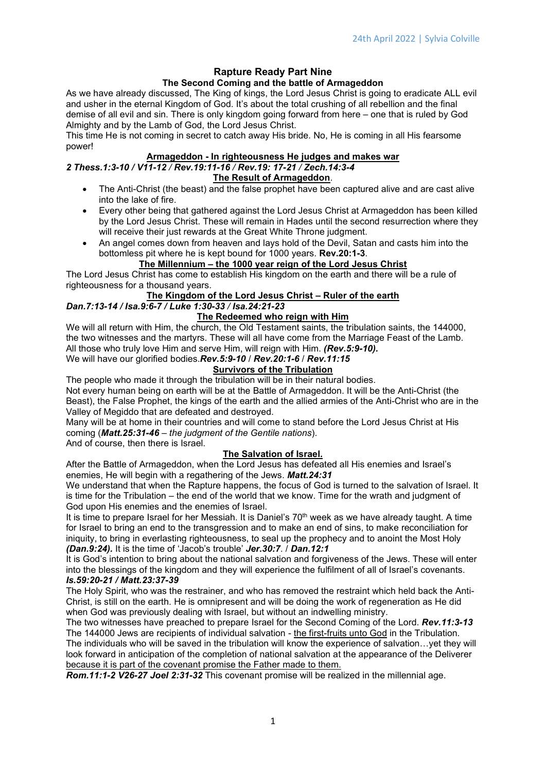24th April 2022 | Sylvia Colville

# Rapture Ready Part Nine

## The Second Coming and the battle of Armageddon

As we have already discussed, The King of kings, the Lord Jesus Christ is going to eradicate ALL evil and usher in the eternal Kingdom of God. It's about the total crushing of all rebellion and the final demise of all evil and sin. There is only kingdom going forward from here – one that is ruled by God Almighty and by the Lamb of God, the Lord Jesus Christ.

This time He is not coming in secret to catch away His bride. No, He is coming in all His fearsome power!

### <u>Armageddon - In righteousness He judges and makes war</u>

***2 Thess.1:3-10 / V11-12 / Rev.19:11-16 / Rev.19: 17-21 / Zech.14:3-4***

### <u>The Result of Armageddon</u>.

- The Anti-Christ (the beast) and the false prophet have been captured alive and are cast alive into the lake of fire.
- Every other being that gathered against the Lord Jesus Christ at Armageddon has been killed by the Lord Jesus Christ. These will remain in Hades until the second resurrection where they will receive their just rewards at the Great White Throne judgment.
- An angel comes down from heaven and lays hold of the Devil, Satan and casts him into the bottomless pit where he is kept bound for 1000 years. **Rev.20:1-3**.

### <u>The Millennium – the 1000 year reign of the Lord Jesus Christ</u>

The Lord Jesus Christ has come to establish His kingdom on the earth and there will be a rule of righteousness for a thousand years.

### <u>The Kingdom of the Lord Jesus Christ – Ruler of the earth</u>

***Dan.7:13-14 / Isa.9:6-7 / Luke 1:30-33 / Isa.24:21-23***

### <u>The Redeemed who reign with Him</u>

We will all return with Him, the church, the Old Testament saints, the tribulation saints, the 144000, the two witnesses and the martyrs. These will all have come from the Marriage Feast of the Lamb. All those who truly love Him and serve Him, will reign with Him. ***(Rev.5:9-10).***

We will have our glorified bodies.***Rev.5:9-10*** / ***Rev.20:1-6*** / ***Rev.11:15***

### <u>Survivors of the Tribulation</u>

The people who made it through the tribulation will be in their natural bodies.

Not every human being on earth will be at the Battle of Armageddon. It will be the Anti-Christ (the Beast), the False Prophet, the kings of the earth and the allied armies of the Anti-Christ who are in the Valley of Megiddo that are defeated and destroyed.

Many will be at home in their countries and will come to stand before the Lord Jesus Christ at His coming (***Matt.25:31-46*** – *the judgment of the Gentile nations*).

And of course, then there is Israel.

### <u>The Salvation of Israel.</u>

After the Battle of Armageddon, when the Lord Jesus has defeated all His enemies and Israel's enemies, He will begin with a regathering of the Jews. ***Matt.24:31***

We understand that when the Rapture happens, the focus of God is turned to the salvation of Israel. It is time for the Tribulation – the end of the world that we know. Time for the wrath and judgment of God upon His enemies and the enemies of Israel.

It is time to prepare Israel for her Messiah. It is Daniel's 70th week as we have already taught. A time for Israel to bring an end to the transgression and to make an end of sins, to make reconciliation for iniquity, to bring in everlasting righteousness, to seal up the prophecy and to anoint the Most Holy ***(Dan.9:24).*** It is the time of 'Jacob's trouble' ***Jer.30:7***. / ***Dan.12:1***

It is God's intention to bring about the national salvation and forgiveness of the Jews. These will enter into the blessings of the kingdom and they will experience the fulfilment of all of Israel's covenants. ***Is.59:20-21 / Matt.23:37-39***

The Holy Spirit, who was the restrainer, and who has removed the restraint which held back the Anti-Christ, is still on the earth. He is omnipresent and will be doing the work of regeneration as He did when God was previously dealing with Israel, but without an indwelling ministry.

The two witnesses have preached to prepare Israel for the Second Coming of the Lord. ***Rev.11:3-13***

The 144000 Jews are recipients of individual salvation - <u>the first-fruits unto God</u> in the Tribulation. The individuals who will be saved in the tribulation will know the experience of salvation…yet they will look forward in anticipation of the completion of national salvation at the appearance of the Deliverer <u>because it is part of the covenant promise the Father made to them.</u>

***Rom.11:1-2 V26-27 Joel 2:31-32*** This covenant promise will be realized in the millennial age.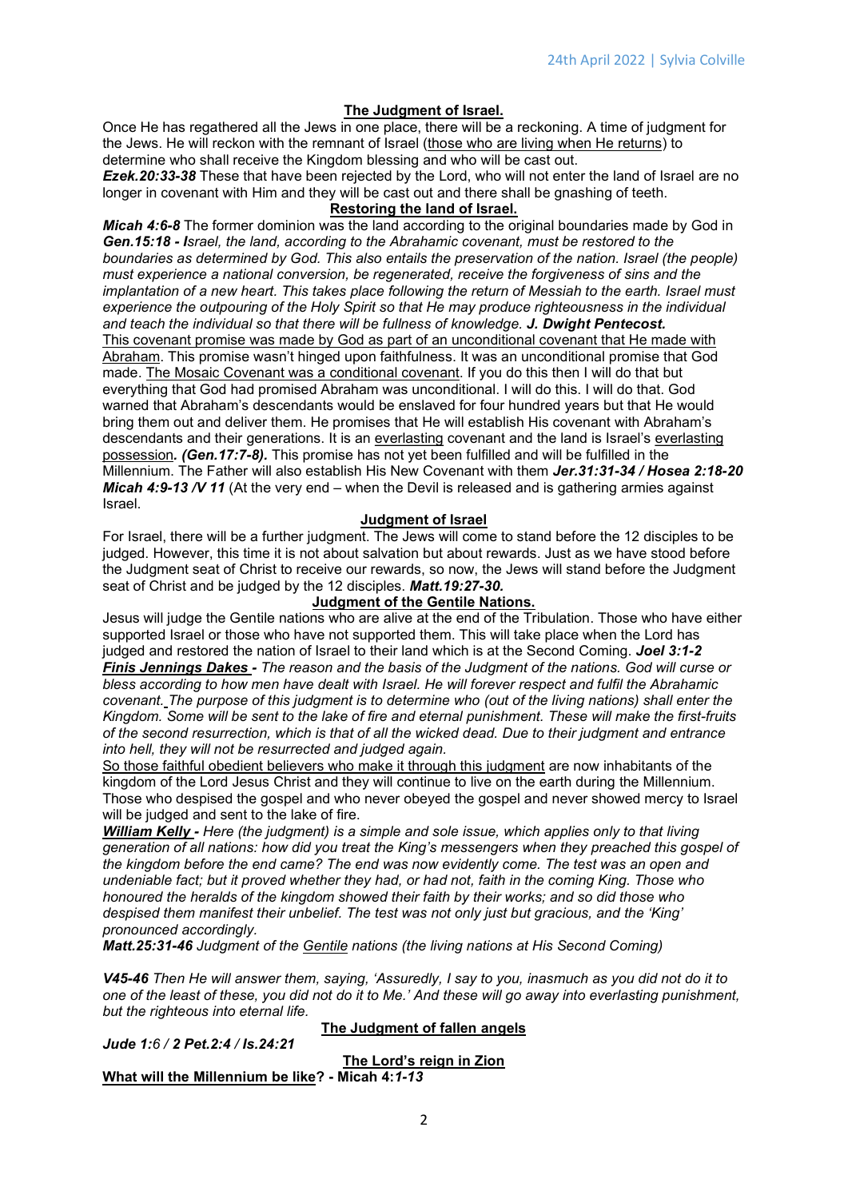## <u>The Judgment of Israel.</u>

Once He has regathered all the Jews in one place, there will be a reckoning. A time of judgment for the Jews. He will reckon with the remnant of Israel (<u>those who are living when He returns</u>) to determine who shall receive the Kingdom blessing and who will be cast out.

***Ezek.20:33-38*** These that have been rejected by the Lord, who will not enter the land of Israel are no longer in covenant with Him and they will be cast out and there shall be gnashing of teeth.

## <u>Restoring the land of Israel.</u>

***Micah 4:6-8*** The former dominion was the land according to the original boundaries made by God in ***Gen.15:18 - I****srael, the land, according to the Abrahamic covenant, must be restored to the boundaries as determined by God. This also entails the preservation of the nation. Israel (the people) must experience a national conversion, be regenerated, receive the forgiveness of sins and the implantation of a new heart. This takes place following the return of Messiah to the earth. Israel must experience the outpouring of the Holy Spirit so that He may produce righteousness in the individual and teach the individual so that there will be fullness of knowledge.* ***J. Dwight Pentecost.***

<u>This covenant promise was made by God as part of an unconditional covenant that He made with Abraham</u>. This promise wasn't hinged upon faithfulness. It was an unconditional promise that God made. <u>The Mosaic Covenant was a conditional covenant</u>. If you do this then I will do that but everything that God had promised Abraham was unconditional. I will do this. I will do that. God warned that Abraham's descendants would be enslaved for four hundred years but that He would bring them out and deliver them. He promises that He will establish His covenant with Abraham's descendants and their generations. It is an <u>everlasting</u> covenant and the land is Israel's <u>everlasting possession</u>***. (Gen.17:7-8).*** This promise has not yet been fulfilled and will be fulfilled in the Millennium. The Father will also establish His New Covenant with them ***Jer.31:31-34 / Hosea 2:18-20 Micah 4:9-13 /V 11*** (At the very end – when the Devil is released and is gathering armies against Israel.

## <u>Judgment of Israel</u>

For Israel, there will be a further judgment. The Jews will come to stand before the 12 disciples to be judged. However, this time it is not about salvation but about rewards. Just as we have stood before the Judgment seat of Christ to receive our rewards, so now, the Jews will stand before the Judgment seat of Christ and be judged by the 12 disciples. ***Matt.19:27-30.***

## <u>Judgment of the Gentile Nations.</u>

Jesus will judge the Gentile nations who are alive at the end of the Tribulation. Those who have either supported Israel or those who have not supported them. This will take place when the Lord has judged and restored the nation of Israel to their land which is at the Second Coming. ***Joel 3:1-2***

***<u>Finis Jennings Dakes</u> -*** *The reason and the basis of the Judgment of the nations. God will curse or bless according to how men have dealt with Israel. He will forever respect and fulfil the Abrahamic covenant. The purpose of this judgment is to determine who (out of the living nations) shall enter the Kingdom. Some will be sent to the lake of fire and eternal punishment. These will make the first-fruits of the second resurrection, which is that of all the wicked dead. Due to their judgment and entrance into hell, they will not be resurrected and judged again.*

<u>So those faithful obedient believers who make it through this judgment</u> are now inhabitants of the kingdom of the Lord Jesus Christ and they will continue to live on the earth during the Millennium. Those who despised the gospel and who never obeyed the gospel and never showed mercy to Israel will be judged and sent to the lake of fire.

***<u>William Kelly</u> -*** *Here (the judgment) is a simple and sole issue, which applies only to that living generation of all nations: how did you treat the King's messengers when they preached this gospel of the kingdom before the end came? The end was now evidently come. The test was an open and undeniable fact; but it proved whether they had, or had not, faith in the coming King. Those who honoured the heralds of the kingdom showed their faith by their works; and so did those who despised them manifest their unbelief. The test was not only just but gracious, and the 'King' pronounced accordingly.*

***Matt.25:31-46*** *Judgment of the <u>Gentile</u> nations (the living nations at His Second Coming)*

***V45-46*** *Then He will answer them, saying, 'Assuredly, I say to you, inasmuch as you did not do it to one of the least of these, you did not do it to Me.' And these will go away into everlasting punishment, but the righteous into eternal life.*

## <u>The Judgment of fallen angels</u>

***Jude 1:****6* ***/ 2 Pet.2:4 / Is.24:21***

## <u>The Lord's reign in Zion</u>

**<u>What will the Millennium be like</u>? - Micah 4:*1-13***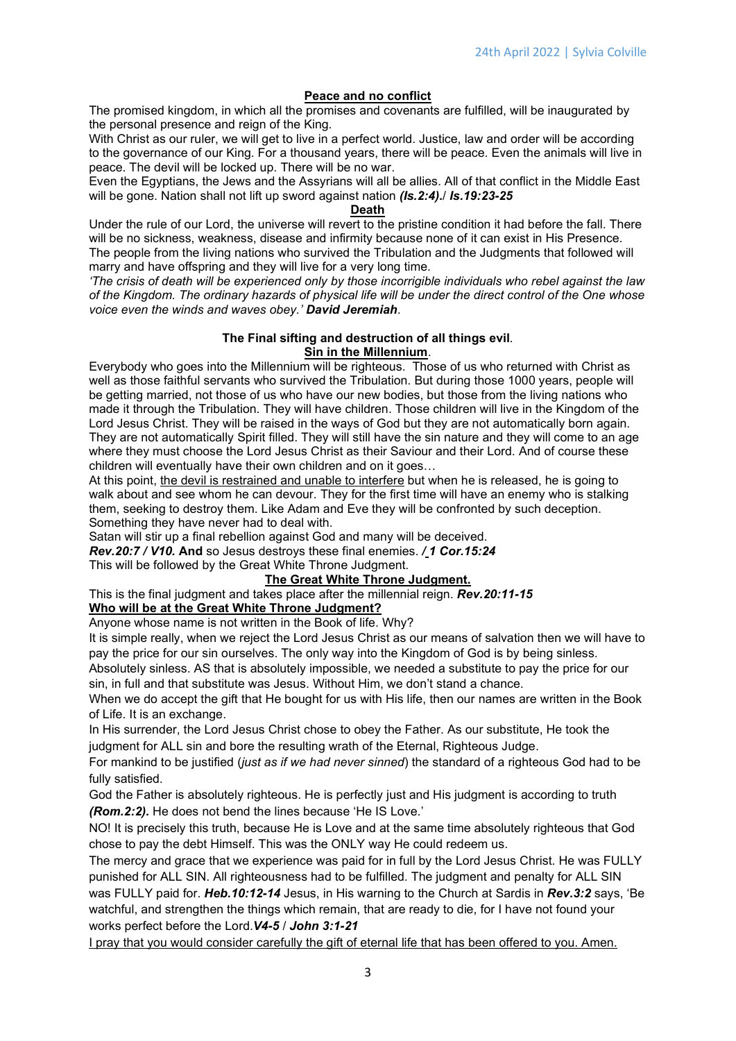**Peace and no conflict**

The promised kingdom, in which all the promises and covenants are fulfilled, will be inaugurated by the personal presence and reign of the King.

With Christ as our ruler, we will get to live in a perfect world. Justice, law and order will be according to the governance of our King. For a thousand years, there will be peace. Even the animals will live in peace. The devil will be locked up. There will be no war.

Even the Egyptians, the Jews and the Assyrians will all be allies. All of that conflict in the Middle East will be gone. Nation shall not lift up sword against nation ***(Is.2:4).***/ ***Is.19:23-25***

**Death**

Under the rule of our Lord, the universe will revert to the pristine condition it had before the fall. There will be no sickness, weakness, disease and infirmity because none of it can exist in His Presence. The people from the living nations who survived the Tribulation and the Judgments that followed will marry and have offspring and they will live for a very long time.

*'The crisis of death will be experienced only by those incorrigible individuals who rebel against the law of the Kingdom. The ordinary hazards of physical life will be under the direct control of the One whose voice even the winds and waves obey.'* ***David Jeremiah***.

**The Final sifting and destruction of all things evil**.

**Sin in the Millennium**.

Everybody who goes into the Millennium will be righteous. Those of us who returned with Christ as well as those faithful servants who survived the Tribulation. But during those 1000 years, people will be getting married, not those of us who have our new bodies, but those from the living nations who made it through the Tribulation. They will have children. Those children will live in the Kingdom of the Lord Jesus Christ. They will be raised in the ways of God but they are not automatically born again. They are not automatically Spirit filled. They will still have the sin nature and they will come to an age where they must choose the Lord Jesus Christ as their Saviour and their Lord. And of course these children will eventually have their own children and on it goes…

At this point, the devil is restrained and unable to interfere but when he is released, he is going to walk about and see whom he can devour. They for the first time will have an enemy who is stalking them, seeking to destroy them. Like Adam and Eve they will be confronted by such deception. Something they have never had to deal with.

Satan will stir up a final rebellion against God and many will be deceived.

***Rev.20:7 / V10.*** **And** so Jesus destroys these final enemies. ***/ 1 Cor.15:24***

This will be followed by the Great White Throne Judgment.

**The Great White Throne Judgment.**

This is the final judgment and takes place after the millennial reign. ***Rev.20:11-15***

**Who will be at the Great White Throne Judgment?**

Anyone whose name is not written in the Book of life. Why?

It is simple really, when we reject the Lord Jesus Christ as our means of salvation then we will have to pay the price for our sin ourselves. The only way into the Kingdom of God is by being sinless. Absolutely sinless. AS that is absolutely impossible, we needed a substitute to pay the price for our sin, in full and that substitute was Jesus. Without Him, we don't stand a chance.

When we do accept the gift that He bought for us with His life, then our names are written in the Book of Life. It is an exchange.

In His surrender, the Lord Jesus Christ chose to obey the Father. As our substitute, He took the judgment for ALL sin and bore the resulting wrath of the Eternal, Righteous Judge.

For mankind to be justified (*just as if we had never sinned*) the standard of a righteous God had to be fully satisfied.

God the Father is absolutely righteous. He is perfectly just and His judgment is according to truth ***(Rom.2:2).*** He does not bend the lines because 'He IS Love.'

NO! It is precisely this truth, because He is Love and at the same time absolutely righteous that God chose to pay the debt Himself. This was the ONLY way He could redeem us.

The mercy and grace that we experience was paid for in full by the Lord Jesus Christ. He was FULLY punished for ALL SIN. All righteousness had to be fulfilled. The judgment and penalty for ALL SIN was FULLY paid for. ***Heb.10:12-14*** Jesus, in His warning to the Church at Sardis in ***Rev.3:2*** says, 'Be watchful, and strengthen the things which remain, that are ready to die, for I have not found your works perfect before the Lord.***V4-5*** / ***John 3:1-21***

I pray that you would consider carefully the gift of eternal life that has been offered to you. Amen.